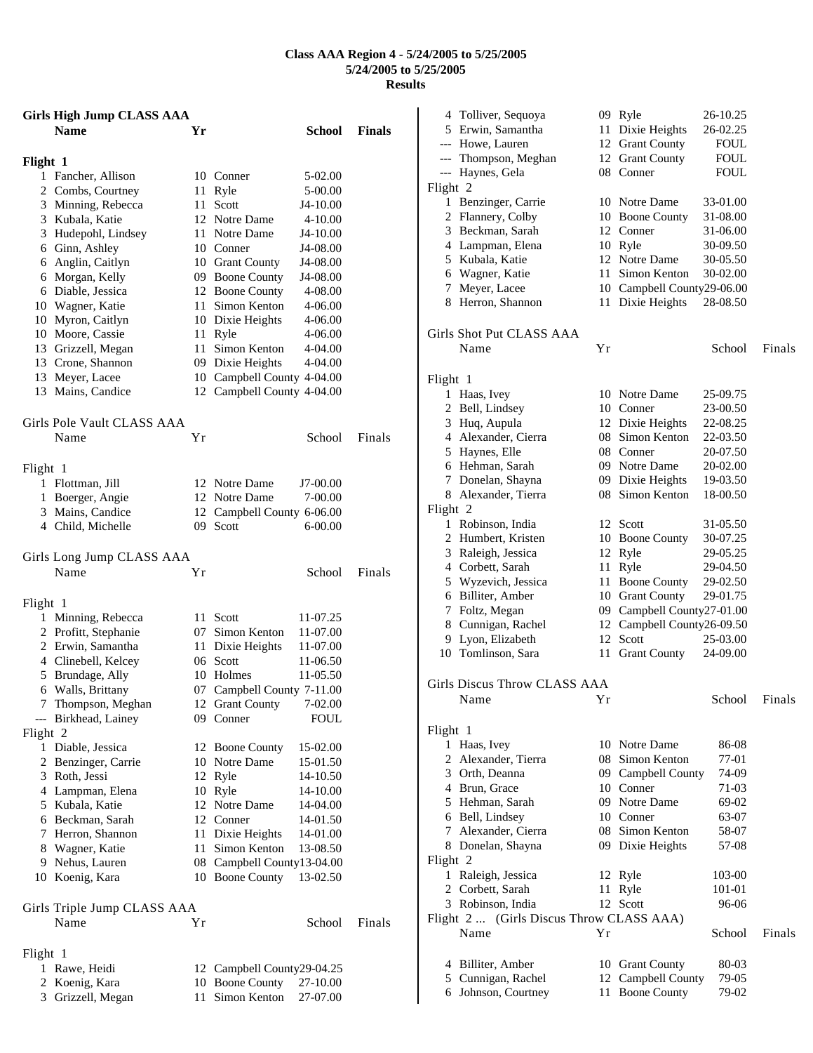# Class AAA Region 4 - 5/24/2005 to 5/25/2005

**5/24/2005 to 5/25/2005**

**Results**

## Girls High Jump CLASS AAA

| | Name | Yr | School | Finals |
|---|---|---|---|---|
| **Flight 1** | | | | |
| 1 | Fancher, Allison | 10 | Conner | 5-02.00 |
| 2 | Combs, Courtney | 11 | Ryle | 5-00.00 |
| 3 | Minning, Rebecca | 11 | Scott | J4-10.00 |
| 3 | Kubala, Katie | 12 | Notre Dame | 4-10.00 |
| 3 | Hudepohl, Lindsey | 11 | Notre Dame | J4-10.00 |
| 6 | Ginn, Ashley | 10 | Conner | J4-08.00 |
| 6 | Anglin, Caitlyn | 10 | Grant County | J4-08.00 |
| 6 | Morgan, Kelly | 09 | Boone County | J4-08.00 |
| 6 | Diable, Jessica | 12 | Boone County | 4-08.00 |
| 10 | Wagner, Katie | 11 | Simon Kenton | 4-06.00 |
| 10 | Myron, Caitlyn | 10 | Dixie Heights | 4-06.00 |
| 10 | Moore, Cassie | 11 | Ryle | 4-06.00 |
| 13 | Grizzell, Megan | 11 | Simon Kenton | 4-04.00 |
| 13 | Crone, Shannon | 09 | Dixie Heights | 4-04.00 |
| 13 | Meyer, Lacee | 10 | Campbell County | 4-04.00 |
| 13 | Mains, Candice | 12 | Campbell County | 4-04.00 |

## Girls Pole Vault CLASS AAA

| | Name | Yr | School | Finals |
|---|---|---|---|---|
| **Flight 1** | | | | |
| 1 | Flottman, Jill | 12 | Notre Dame | J7-00.00 |
| 1 | Boerger, Angie | 12 | Notre Dame | 7-00.00 |
| 3 | Mains, Candice | 12 | Campbell County | 6-06.00 |
| 4 | Child, Michelle | 09 | Scott | 6-00.00 |

## Girls Long Jump CLASS AAA

| | Name | Yr | School | Finals |
|---|---|---|---|---|
| **Flight 1** | | | | |
| 1 | Minning, Rebecca | 11 | Scott | 11-07.25 |
| 2 | Profitt, Stephanie | 07 | Simon Kenton | 11-07.00 |
| 2 | Erwin, Samantha | 11 | Dixie Heights | 11-07.00 |
| 4 | Clinebell, Kelcey | 06 | Scott | 11-06.50 |
| 5 | Brundage, Ally | 10 | Holmes | 11-05.50 |
| 6 | Walls, Brittany | 07 | Campbell County | 7-11.00 |
| 7 | Thompson, Meghan | 12 | Grant County | 7-02.00 |
| --- | Birkhead, Lainey | 09 | Conner | FOUL |
| **Flight 2** | | | | |
| 1 | Diable, Jessica | 12 | Boone County | 15-02.00 |
| 2 | Benzinger, Carrie | 10 | Notre Dame | 15-01.50 |
| 3 | Roth, Jessi | 12 | Ryle | 14-10.50 |
| 4 | Lampman, Elena | 10 | Ryle | 14-10.00 |
| 5 | Kubala, Katie | 12 | Notre Dame | 14-04.00 |
| 6 | Beckman, Sarah | 12 | Conner | 14-01.50 |
| 7 | Herron, Shannon | 11 | Dixie Heights | 14-01.00 |
| 8 | Wagner, Katie | 11 | Simon Kenton | 13-08.50 |
| 9 | Nehus, Lauren | 08 | Campbell County | 13-04.00 |
| 10 | Koenig, Kara | 10 | Boone County | 13-02.50 |

## Girls Triple Jump CLASS AAA

| | Name | Yr | School | Finals |
|---|---|---|---|---|
| **Flight 1** | | | | |
| 1 | Rawe, Heidi | 12 | Campbell County | 29-04.25 |
| 2 | Koenig, Kara | 10 | Boone County | 27-10.00 |
| 3 | Grizzell, Megan | 11 | Simon Kenton | 27-07.00 |
| 4 | Tolliver, Sequoya | 09 | Ryle | 26-10.25 |
| 5 | Erwin, Samantha | 11 | Dixie Heights | 26-02.25 |
| --- | Howe, Lauren | 12 | Grant County | FOUL |
| --- | Thompson, Meghan | 12 | Grant County | FOUL |
| --- | Haynes, Gela | 08 | Conner | FOUL |
| **Flight 2** | | | | |
| 1 | Benzinger, Carrie | 10 | Notre Dame | 33-01.00 |
| 2 | Flannery, Colby | 10 | Boone County | 31-08.00 |
| 3 | Beckman, Sarah | 12 | Conner | 31-06.00 |
| 4 | Lampman, Elena | 10 | Ryle | 30-09.50 |
| 5 | Kubala, Katie | 12 | Notre Dame | 30-05.50 |
| 6 | Wagner, Katie | 11 | Simon Kenton | 30-02.00 |
| 7 | Meyer, Lacee | 10 | Campbell County | 29-06.00 |
| 8 | Herron, Shannon | 11 | Dixie Heights | 28-08.50 |

## Girls Shot Put CLASS AAA

| | Name | Yr | School | Finals |
|---|---|---|---|---|
| **Flight 1** | | | | |
| 1 | Haas, Ivey | 10 | Notre Dame | 25-09.75 |
| 2 | Bell, Lindsey | 10 | Conner | 23-00.50 |
| 3 | Huq, Aupula | 12 | Dixie Heights | 22-08.25 |
| 4 | Alexander, Cierra | 08 | Simon Kenton | 22-03.50 |
| 5 | Haynes, Elle | 08 | Conner | 20-07.50 |
| 6 | Hehman, Sarah | 09 | Notre Dame | 20-02.00 |
| 7 | Donelan, Shayna | 09 | Dixie Heights | 19-03.50 |
| 8 | Alexander, Tierra | 08 | Simon Kenton | 18-00.50 |
| **Flight 2** | | | | |
| 1 | Robinson, India | 12 | Scott | 31-05.50 |
| 2 | Humbert, Kristen | 10 | Boone County | 30-07.25 |
| 3 | Raleigh, Jessica | 12 | Ryle | 29-05.25 |
| 4 | Corbett, Sarah | 11 | Ryle | 29-04.50 |
| 5 | Wyzevich, Jessica | 11 | Boone County | 29-02.50 |
| 6 | Billiter, Amber | 10 | Grant County | 29-01.75 |
| 7 | Foltz, Megan | 09 | Campbell County | 27-01.00 |
| 8 | Cunnigan, Rachel | 12 | Campbell County | 26-09.50 |
| 9 | Lyon, Elizabeth | 12 | Scott | 25-03.00 |
| 10 | Tomlinson, Sara | 11 | Grant County | 24-09.00 |

## Girls Discus Throw CLASS AAA

| | Name | Yr | School | Finals |
|---|---|---|---|---|
| **Flight 1** | | | | |
| 1 | Haas, Ivey | 10 | Notre Dame | 86-08 |
| 2 | Alexander, Tierra | 08 | Simon Kenton | 77-01 |
| 3 | Orth, Deanna | 09 | Campbell County | 74-09 |
| 4 | Brun, Grace | 10 | Conner | 71-03 |
| 5 | Hehman, Sarah | 09 | Notre Dame | 69-02 |
| 6 | Bell, Lindsey | 10 | Conner | 63-07 |
| 7 | Alexander, Cierra | 08 | Simon Kenton | 58-07 |
| 8 | Donelan, Shayna | 09 | Dixie Heights | 57-08 |
| **Flight 2** | | | | |
| 1 | Raleigh, Jessica | 12 | Ryle | 103-00 |
| 2 | Corbett, Sarah | 11 | Ryle | 101-01 |
| 3 | Robinson, India | 12 | Scott | 96-06 |
| 4 | Billiter, Amber | 10 | Grant County | 80-03 |
| 5 | Cunnigan, Rachel | 12 | Campbell County | 79-05 |
| 6 | Johnson, Courtney | 11 | Boone County | 79-02 |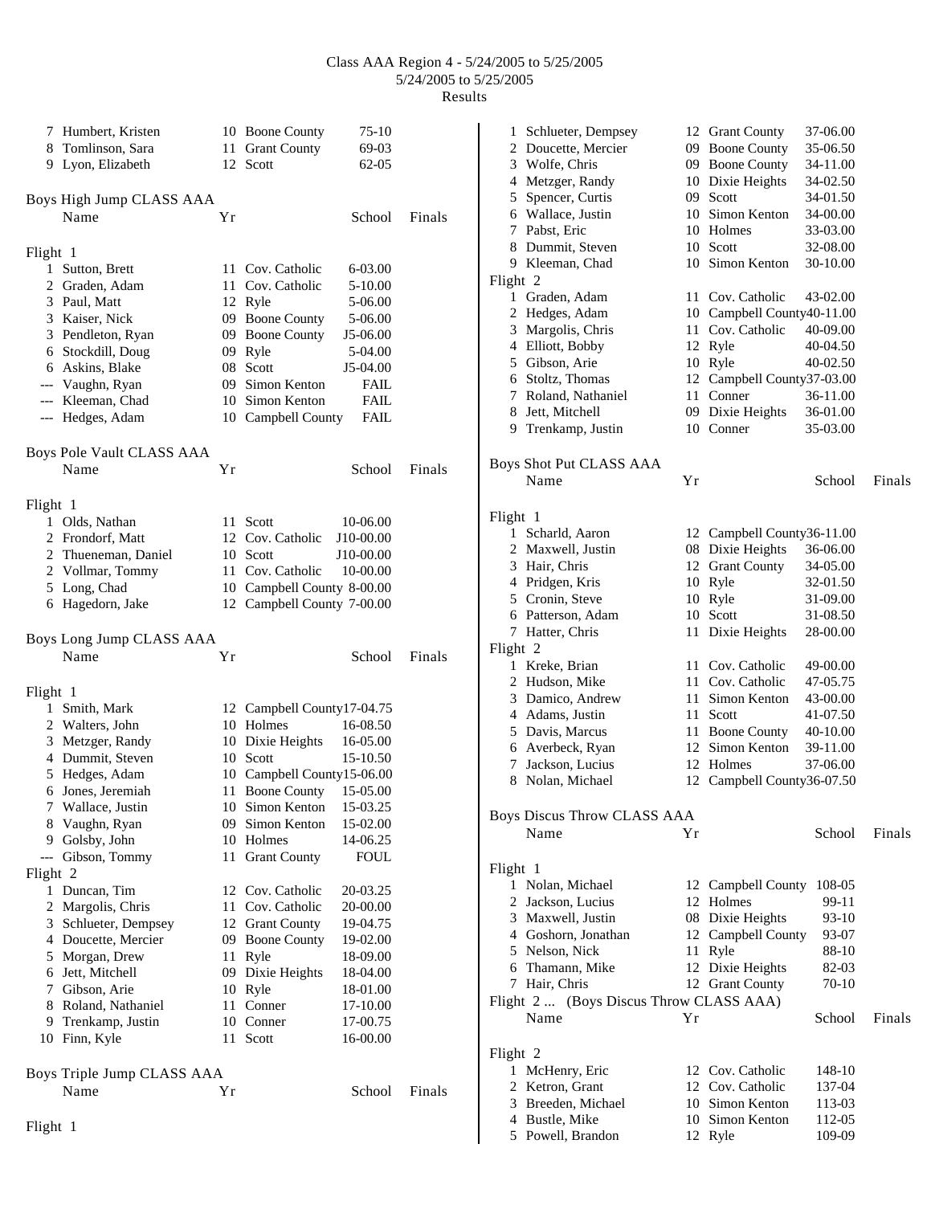# Class AAA Region 4 - 5/24/2005 to 5/25/2005

5/24/2005 to 5/25/2005

Results

| Place | Name | Yr | School | Finals |
|---|---|---|---|---|
| 7 | Humbert, Kristen | 10 | Boone County | 75-10 |
| 8 | Tomlinson, Sara | 11 | Grant County | 69-03 |
| 9 | Lyon, Elizabeth | 12 | Scott | 62-05 |

## Boys High Jump CLASS AAA

| | Name | Yr | School | Finals |
|---|---|---|---|---|
| **Flight 1** | | | | |
| 1 | Sutton, Brett | 11 | Cov. Catholic | 6-03.00 |
| 2 | Graden, Adam | 11 | Cov. Catholic | 5-10.00 |
| 3 | Paul, Matt | 12 | Ryle | 5-06.00 |
| 3 | Kaiser, Nick | 09 | Boone County | 5-06.00 |
| 3 | Pendleton, Ryan | 09 | Boone County | J5-06.00 |
| 6 | Stockdill, Doug | 09 | Ryle | 5-04.00 |
| 6 | Askins, Blake | 08 | Scott | J5-04.00 |
| --- | Vaughn, Ryan | 09 | Simon Kenton | FAIL |
| --- | Kleeman, Chad | 10 | Simon Kenton | FAIL |
| --- | Hedges, Adam | 10 | Campbell County | FAIL |

## Boys Pole Vault CLASS AAA

| | Name | Yr | School | Finals |
|---|---|---|---|---|
| **Flight 1** | | | | |
| 1 | Olds, Nathan | 11 | Scott | 10-06.00 |
| 2 | Frondorf, Matt | 12 | Cov. Catholic | J10-00.00 |
| 2 | Thueneman, Daniel | 10 | Scott | J10-00.00 |
| 2 | Vollmar, Tommy | 11 | Cov. Catholic | 10-00.00 |
| 5 | Long, Chad | 10 | Campbell County | 8-00.00 |
| 6 | Hagedorn, Jake | 12 | Campbell County | 7-00.00 |

## Boys Long Jump CLASS AAA

| | Name | Yr | School | Finals |
|---|---|---|---|---|
| **Flight 1** | | | | |
| 1 | Smith, Mark | 12 | Campbell County | 17-04.75 |
| 2 | Walters, John | 10 | Holmes | 16-08.50 |
| 3 | Metzger, Randy | 10 | Dixie Heights | 16-05.00 |
| 4 | Dummit, Steven | 10 | Scott | 15-10.50 |
| 5 | Hedges, Adam | 10 | Campbell County | 15-06.00 |
| 6 | Jones, Jeremiah | 11 | Boone County | 15-05.00 |
| 7 | Wallace, Justin | 10 | Simon Kenton | 15-03.25 |
| 8 | Vaughn, Ryan | 09 | Simon Kenton | 15-02.00 |
| 9 | Golsby, John | 10 | Holmes | 14-06.25 |
| --- | Gibson, Tommy | 11 | Grant County | FOUL |
| **Flight 2** | | | | |
| 1 | Duncan, Tim | 12 | Cov. Catholic | 20-03.25 |
| 2 | Margolis, Chris | 11 | Cov. Catholic | 20-00.00 |
| 3 | Schlueter, Dempsey | 12 | Grant County | 19-04.75 |
| 4 | Doucette, Mercier | 09 | Boone County | 19-02.00 |
| 5 | Morgan, Drew | 11 | Ryle | 18-09.00 |
| 6 | Jett, Mitchell | 09 | Dixie Heights | 18-04.00 |
| 7 | Gibson, Arie | 10 | Ryle | 18-01.00 |
| 8 | Roland, Nathaniel | 11 | Conner | 17-10.00 |
| 9 | Trenkamp, Justin | 10 | Conner | 17-00.75 |
| 10 | Finn, Kyle | 11 | Scott | 16-00.00 |

## Boys Triple Jump CLASS AAA

| | Name | Yr | School | Finals |
|---|---|---|---|---|
| **Flight 1** | | | | |
| 1 | Schlueter, Dempsey | 12 | Grant County | 37-06.00 |
| 2 | Doucette, Mercier | 09 | Boone County | 35-06.50 |
| 3 | Wolfe, Chris | 09 | Boone County | 34-11.00 |
| 4 | Metzger, Randy | 10 | Dixie Heights | 34-02.50 |
| 5 | Spencer, Curtis | 09 | Scott | 34-01.50 |
| 6 | Wallace, Justin | 10 | Simon Kenton | 34-00.00 |
| 7 | Pabst, Eric | 10 | Holmes | 33-03.00 |
| 8 | Dummit, Steven | 10 | Scott | 32-08.00 |
| 9 | Kleeman, Chad | 10 | Simon Kenton | 30-10.00 |
| **Flight 2** | | | | |
| 1 | Graden, Adam | 11 | Cov. Catholic | 43-02.00 |
| 2 | Hedges, Adam | 10 | Campbell County | 40-11.00 |
| 3 | Margolis, Chris | 11 | Cov. Catholic | 40-09.00 |
| 4 | Elliott, Bobby | 12 | Ryle | 40-04.50 |
| 5 | Gibson, Arie | 10 | Ryle | 40-02.50 |
| 6 | Stoltz, Thomas | 12 | Campbell County | 37-03.00 |
| 7 | Roland, Nathaniel | 11 | Conner | 36-11.00 |
| 8 | Jett, Mitchell | 09 | Dixie Heights | 36-01.00 |
| 9 | Trenkamp, Justin | 10 | Conner | 35-03.00 |

## Boys Shot Put CLASS AAA

| | Name | Yr | School | Finals |
|---|---|---|---|---|
| **Flight 1** | | | | |
| 1 | Scharld, Aaron | 12 | Campbell County | 36-11.00 |
| 2 | Maxwell, Justin | 08 | Dixie Heights | 36-06.00 |
| 3 | Hair, Chris | 12 | Grant County | 34-05.00 |
| 4 | Pridgen, Kris | 10 | Ryle | 32-01.50 |
| 5 | Cronin, Steve | 10 | Ryle | 31-09.00 |
| 6 | Patterson, Adam | 10 | Scott | 31-08.50 |
| 7 | Hatter, Chris | 11 | Dixie Heights | 28-00.00 |
| **Flight 2** | | | | |
| 1 | Kreke, Brian | 11 | Cov. Catholic | 49-00.00 |
| 2 | Hudson, Mike | 11 | Cov. Catholic | 47-05.75 |
| 3 | Damico, Andrew | 11 | Simon Kenton | 43-00.00 |
| 4 | Adams, Justin | 11 | Scott | 41-07.50 |
| 5 | Davis, Marcus | 11 | Boone County | 40-10.00 |
| 6 | Averbeck, Ryan | 12 | Simon Kenton | 39-11.00 |
| 7 | Jackson, Lucius | 12 | Holmes | 37-06.00 |
| 8 | Nolan, Michael | 12 | Campbell County | 36-07.50 |

## Boys Discus Throw CLASS AAA

| | Name | Yr | School | Finals |
|---|---|---|---|---|
| **Flight 1** | | | | |
| 1 | Nolan, Michael | 12 | Campbell County | 108-05 |
| 2 | Jackson, Lucius | 12 | Holmes | 99-11 |
| 3 | Maxwell, Justin | 08 | Dixie Heights | 93-10 |
| 4 | Goshorn, Jonathan | 12 | Campbell County | 93-07 |
| 5 | Nelson, Nick | 11 | Ryle | 88-10 |
| 6 | Thamann, Mike | 12 | Dixie Heights | 82-03 |
| 7 | Hair, Chris | 12 | Grant County | 70-10 |

Flight 2 ... (Boys Discus Throw CLASS AAA)

| | Name | Yr | School | Finals |
|---|---|---|---|---|
| **Flight 2** | | | | |
| 1 | McHenry, Eric | 12 | Cov. Catholic | 148-10 |
| 2 | Ketron, Grant | 12 | Cov. Catholic | 137-04 |
| 3 | Breeden, Michael | 10 | Simon Kenton | 113-03 |
| 4 | Bustle, Mike | 10 | Simon Kenton | 112-05 |
| 5 | Powell, Brandon | 12 | Ryle | 109-09 |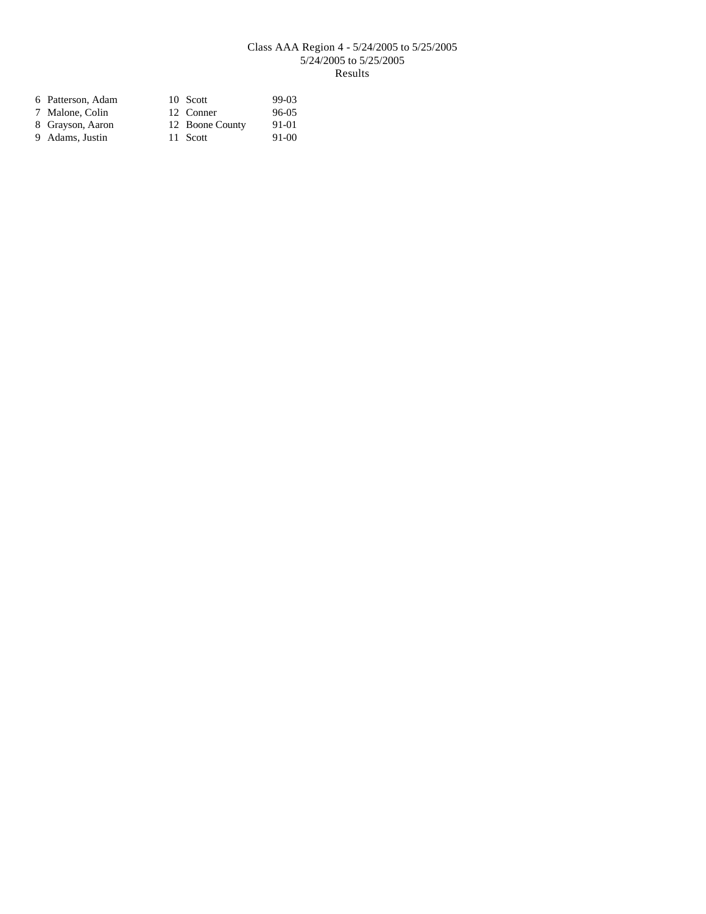Class AAA Region 4 - 5/24/2005 to 5/25/2005
5/24/2005 to 5/25/2005
Results

| | | | | |
|---|---|---|---|---|
| 6 | Patterson, Adam | 10 | Scott | 99-03 |
| 7 | Malone, Colin | 12 | Conner | 96-05 |
| 8 | Grayson, Aaron | 12 | Boone County | 91-01 |
| 9 | Adams, Justin | 11 | Scott | 91-00 |